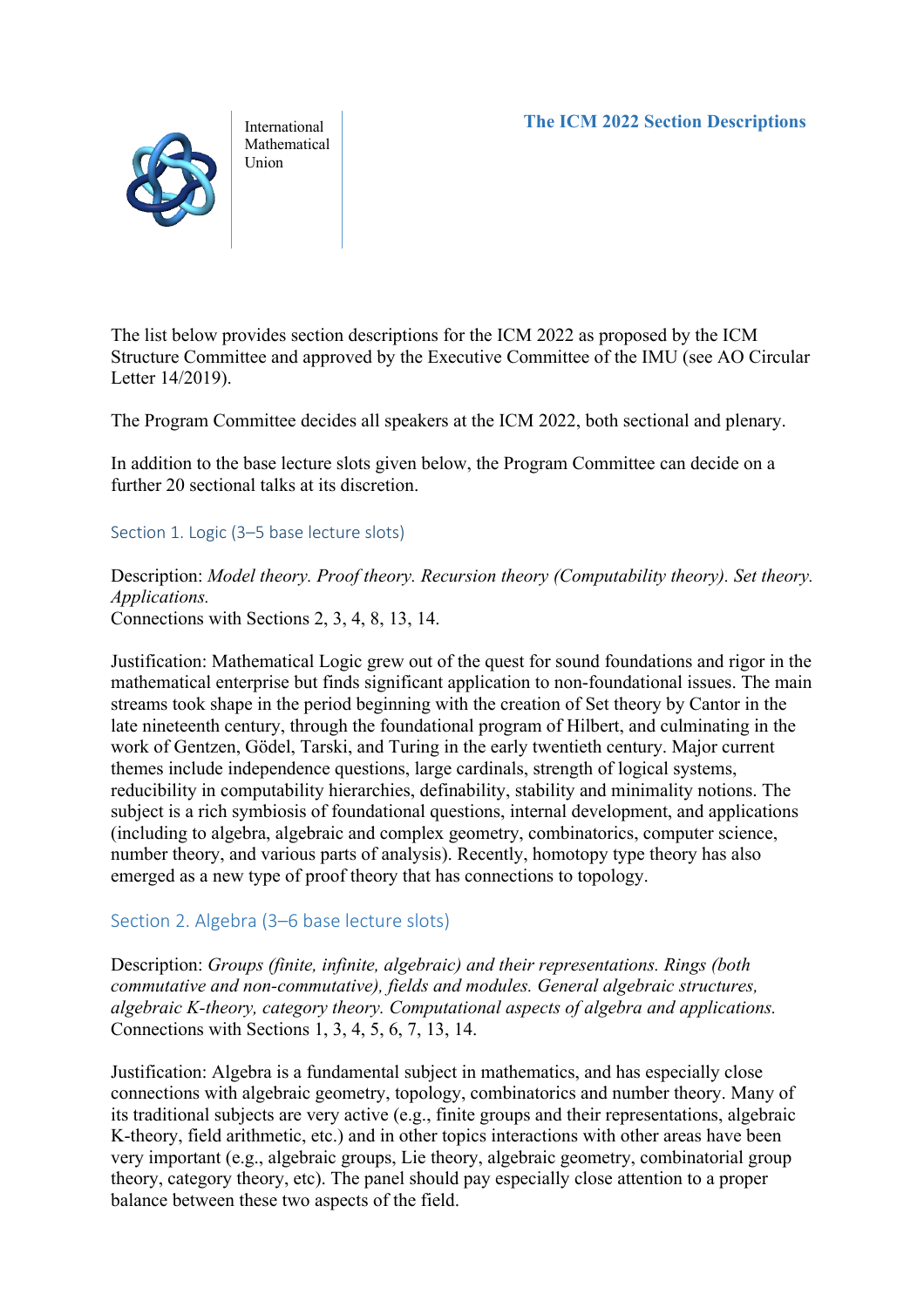International Mathematical Union

# The ICM 2022 Section Descriptions

The list below provides section descriptions for the ICM 2022 as proposed by the ICM Structure Committee and approved by the Executive Committee of the IMU (see AO Circular Letter 14/2019).

The Program Committee decides all speakers at the ICM 2022, both sectional and plenary.

In addition to the base lecture slots given below, the Program Committee can decide on a further 20 sectional talks at its discretion.

## Section 1. Logic (3–5 base lecture slots)

Description: *Model theory. Proof theory. Recursion theory (Computability theory). Set theory. Applications.*
Connections with Sections 2, 3, 4, 8, 13, 14.

Justification: Mathematical Logic grew out of the quest for sound foundations and rigor in the mathematical enterprise but finds significant application to non-foundational issues. The main streams took shape in the period beginning with the creation of Set theory by Cantor in the late nineteenth century, through the foundational program of Hilbert, and culminating in the work of Gentzen, Gödel, Tarski, and Turing in the early twentieth century. Major current themes include independence questions, large cardinals, strength of logical systems, reducibility in computability hierarchies, definability, stability and minimality notions. The subject is a rich symbiosis of foundational questions, internal development, and applications (including to algebra, algebraic and complex geometry, combinatorics, computer science, number theory, and various parts of analysis). Recently, homotopy type theory has also emerged as a new type of proof theory that has connections to topology.

## Section 2. Algebra (3–6 base lecture slots)

Description: *Groups (finite, infinite, algebraic) and their representations. Rings (both commutative and non-commutative), fields and modules. General algebraic structures, algebraic K-theory, category theory. Computational aspects of algebra and applications.*
Connections with Sections 1, 3, 4, 5, 6, 7, 13, 14.

Justification: Algebra is a fundamental subject in mathematics, and has especially close connections with algebraic geometry, topology, combinatorics and number theory. Many of its traditional subjects are very active (e.g., finite groups and their representations, algebraic K-theory, field arithmetic, etc.) and in other topics interactions with other areas have been very important (e.g., algebraic groups, Lie theory, algebraic geometry, combinatorial group theory, category theory, etc). The panel should pay especially close attention to a proper balance between these two aspects of the field.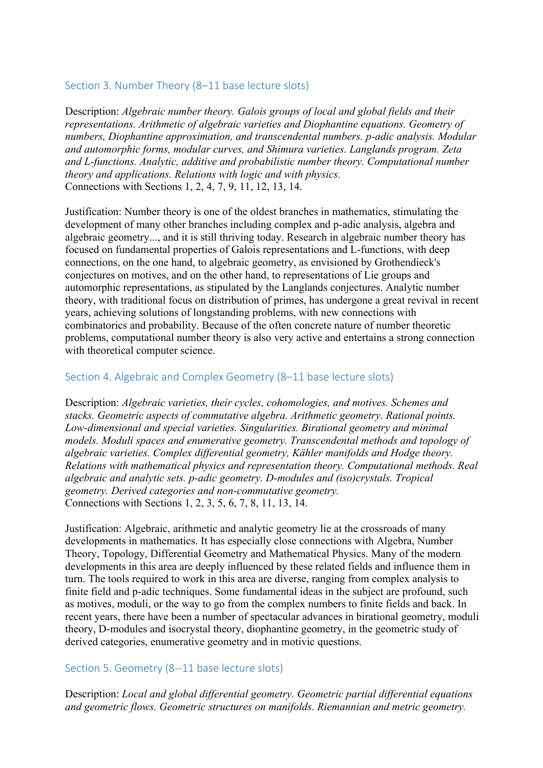## Section 3. Number Theory (8–11 base lecture slots)

Description: *Algebraic number theory. Galois groups of local and global fields and their representations. Arithmetic of algebraic varieties and Diophantine equations. Geometry of numbers, Diophantine approximation, and transcendental numbers. p-adic analysis. Modular and automorphic forms, modular curves, and Shimura varieties. Langlands program. Zeta and L-functions. Analytic, additive and probabilistic number theory. Computational number theory and applications. Relations with logic and with physics.*
Connections with Sections 1, 2, 4, 7, 9, 11, 12, 13, 14.

Justification: Number theory is one of the oldest branches in mathematics, stimulating the development of many other branches including complex and p-adic analysis, algebra and algebraic geometry..., and it is still thriving today. Research in algebraic number theory has focused on fundamental properties of Galois representations and L-functions, with deep connections, on the one hand, to algebraic geometry, as envisioned by Grothendieck's conjectures on motives, and on the other hand, to representations of Lie groups and automorphic representations, as stipulated by the Langlands conjectures. Analytic number theory, with traditional focus on distribution of primes, has undergone a great revival in recent years, achieving solutions of longstanding problems, with new connections with combinatorics and probability. Because of the often concrete nature of number theoretic problems, computational number theory is also very active and entertains a strong connection with theoretical computer science.

## Section 4. Algebraic and Complex Geometry (8–11 base lecture slots)

Description: *Algebraic varieties, their cycles, cohomologies, and motives. Schemes and stacks. Geometric aspects of commutative algebra. Arithmetic geometry. Rational points. Low-dimensional and special varieties. Singularities. Birational geometry and minimal models. Moduli spaces and enumerative geometry. Transcendental methods and topology of algebraic varieties. Complex differential geometry, Kähler manifolds and Hodge theory. Relations with mathematical physics and representation theory. Computational methods. Real algebraic and analytic sets. p-adic geometry. D-modules and (iso)crystals. Tropical geometry. Derived categories and non-commutative geometry.*
Connections with Sections 1, 2, 3, 5, 6, 7, 8, 11, 13, 14.

Justification: Algebraic, arithmetic and analytic geometry lie at the crossroads of many developments in mathematics. It has especially close connections with Algebra, Number Theory, Topology, Differential Geometry and Mathematical Physics. Many of the modern developments in this area are deeply influenced by these related fields and influence them in turn. The tools required to work in this area are diverse, ranging from complex analysis to finite field and p-adic techniques. Some fundamental ideas in the subject are profound, such as motives, moduli, or the way to go from the complex numbers to finite fields and back. In recent years, there have been a number of spectacular advances in birational geometry, moduli theory, D-modules and isocrystal theory, diophantine geometry, in the geometric study of derived categories, enumerative geometry and in motivic questions.

## Section 5. Geometry (8--11 base lecture slots)

Description: *Local and global differential geometry. Geometric partial differential equations and geometric flows. Geometric structures on manifolds. Riemannian and metric geometry.*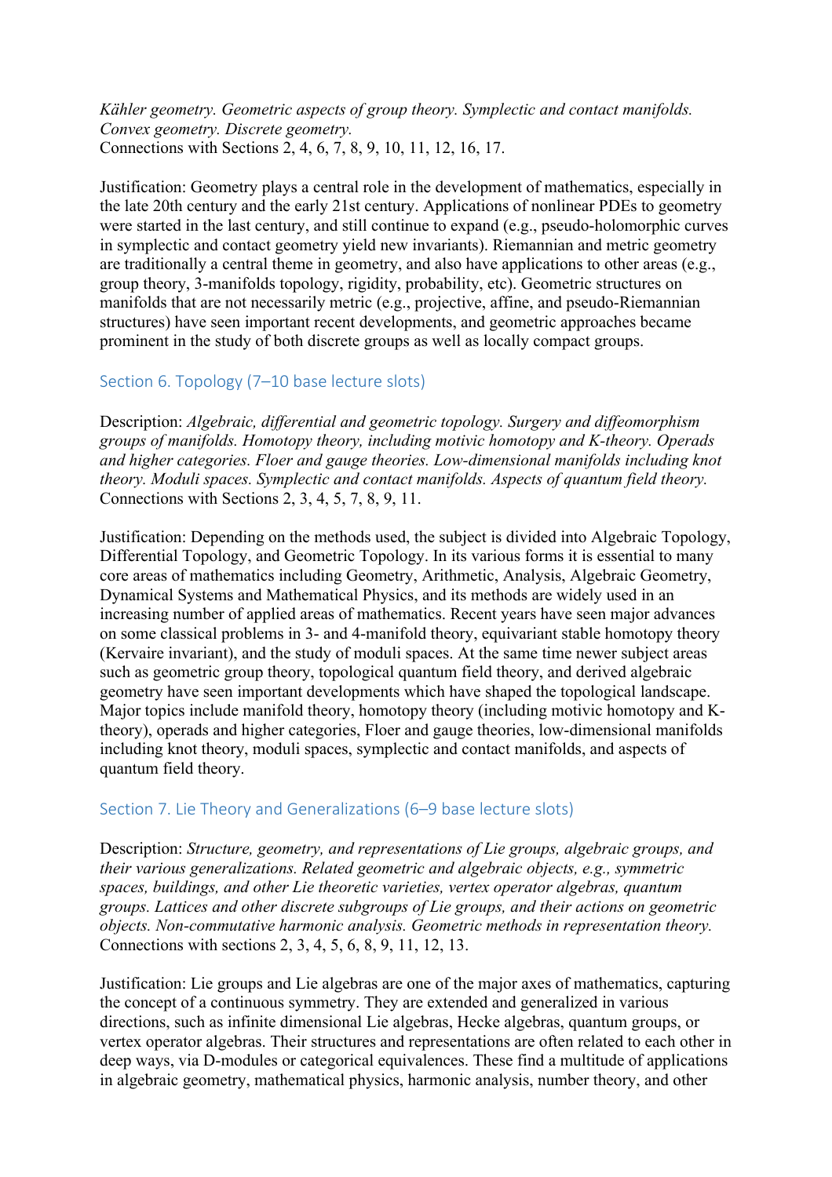*Kähler geometry. Geometric aspects of group theory. Symplectic and contact manifolds. Convex geometry. Discrete geometry.*
Connections with Sections 2, 4, 6, 7, 8, 9, 10, 11, 12, 16, 17.

Justification: Geometry plays a central role in the development of mathematics, especially in the late 20th century and the early 21st century. Applications of nonlinear PDEs to geometry were started in the last century, and still continue to expand (e.g., pseudo-holomorphic curves in symplectic and contact geometry yield new invariants). Riemannian and metric geometry are traditionally a central theme in geometry, and also have applications to other areas (e.g., group theory, 3-manifolds topology, rigidity, probability, etc). Geometric structures on manifolds that are not necessarily metric (e.g., projective, affine, and pseudo-Riemannian structures) have seen important recent developments, and geometric approaches became prominent in the study of both discrete groups as well as locally compact groups.

## Section 6. Topology (7–10 base lecture slots)

Description: *Algebraic, differential and geometric topology. Surgery and diffeomorphism groups of manifolds. Homotopy theory, including motivic homotopy and K-theory. Operads and higher categories. Floer and gauge theories. Low-dimensional manifolds including knot theory. Moduli spaces. Symplectic and contact manifolds. Aspects of quantum field theory.*
Connections with Sections 2, 3, 4, 5, 7, 8, 9, 11.

Justification: Depending on the methods used, the subject is divided into Algebraic Topology, Differential Topology, and Geometric Topology. In its various forms it is essential to many core areas of mathematics including Geometry, Arithmetic, Analysis, Algebraic Geometry, Dynamical Systems and Mathematical Physics, and its methods are widely used in an increasing number of applied areas of mathematics. Recent years have seen major advances on some classical problems in 3- and 4-manifold theory, equivariant stable homotopy theory (Kervaire invariant), and the study of moduli spaces. At the same time newer subject areas such as geometric group theory, topological quantum field theory, and derived algebraic geometry have seen important developments which have shaped the topological landscape. Major topics include manifold theory, homotopy theory (including motivic homotopy and K-theory), operads and higher categories, Floer and gauge theories, low-dimensional manifolds including knot theory, moduli spaces, symplectic and contact manifolds, and aspects of quantum field theory.

## Section 7. Lie Theory and Generalizations (6–9 base lecture slots)

Description: *Structure, geometry, and representations of Lie groups, algebraic groups, and their various generalizations. Related geometric and algebraic objects, e.g., symmetric spaces, buildings, and other Lie theoretic varieties, vertex operator algebras, quantum groups. Lattices and other discrete subgroups of Lie groups, and their actions on geometric objects. Non-commutative harmonic analysis. Geometric methods in representation theory.*
Connections with sections 2, 3, 4, 5, 6, 8, 9, 11, 12, 13.

Justification: Lie groups and Lie algebras are one of the major axes of mathematics, capturing the concept of a continuous symmetry. They are extended and generalized in various directions, such as infinite dimensional Lie algebras, Hecke algebras, quantum groups, or vertex operator algebras. Their structures and representations are often related to each other in deep ways, via D-modules or categorical equivalences. These find a multitude of applications in algebraic geometry, mathematical physics, harmonic analysis, number theory, and other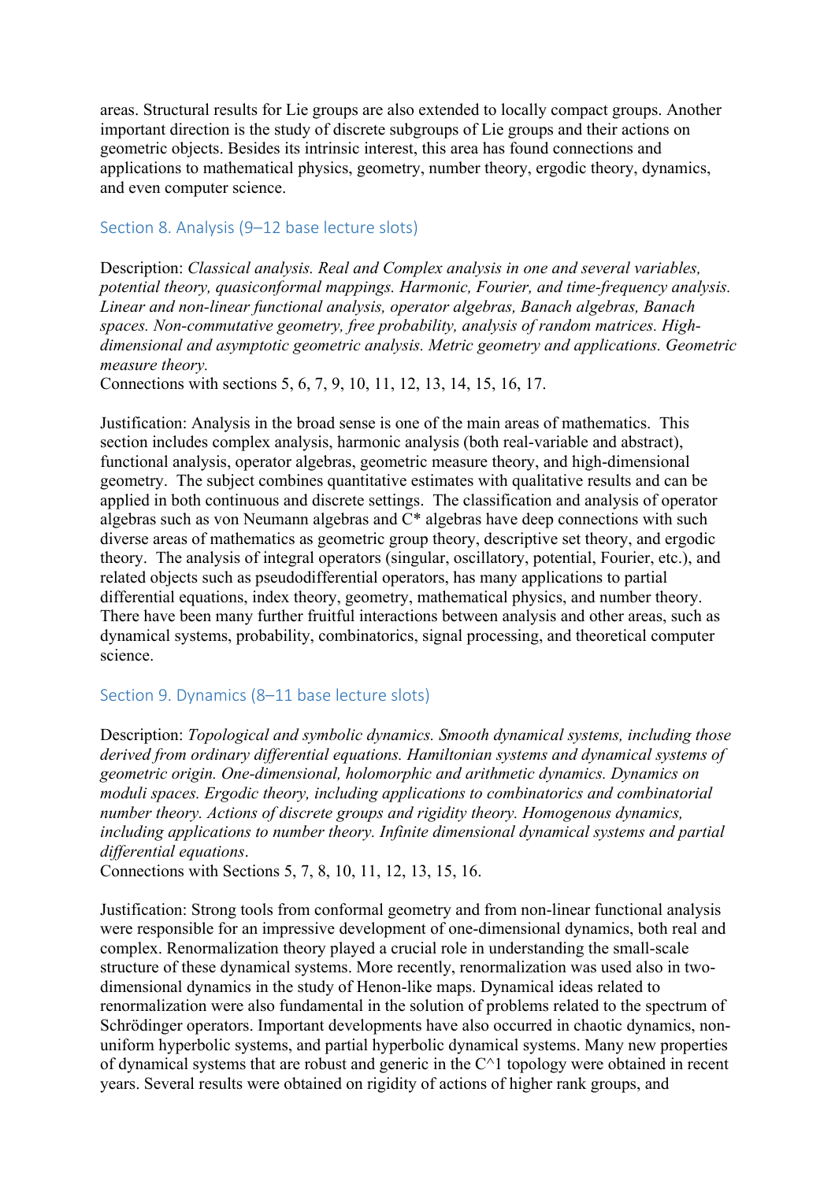areas. Structural results for Lie groups are also extended to locally compact groups. Another important direction is the study of discrete subgroups of Lie groups and their actions on geometric objects. Besides its intrinsic interest, this area has found connections and applications to mathematical physics, geometry, number theory, ergodic theory, dynamics, and even computer science.

## Section 8. Analysis (9–12 base lecture slots)

Description: *Classical analysis. Real and Complex analysis in one and several variables, potential theory, quasiconformal mappings. Harmonic, Fourier, and time-frequency analysis. Linear and non-linear functional analysis, operator algebras, Banach algebras, Banach spaces. Non-commutative geometry, free probability, analysis of random matrices. High-dimensional and asymptotic geometric analysis. Metric geometry and applications. Geometric measure theory.*
Connections with sections 5, 6, 7, 9, 10, 11, 12, 13, 14, 15, 16, 17.

Justification: Analysis in the broad sense is one of the main areas of mathematics. This section includes complex analysis, harmonic analysis (both real-variable and abstract), functional analysis, operator algebras, geometric measure theory, and high-dimensional geometry. The subject combines quantitative estimates with qualitative results and can be applied in both continuous and discrete settings. The classification and analysis of operator algebras such as von Neumann algebras and C* algebras have deep connections with such diverse areas of mathematics as geometric group theory, descriptive set theory, and ergodic theory. The analysis of integral operators (singular, oscillatory, potential, Fourier, etc.), and related objects such as pseudodifferential operators, has many applications to partial differential equations, index theory, geometry, mathematical physics, and number theory. There have been many further fruitful interactions between analysis and other areas, such as dynamical systems, probability, combinatorics, signal processing, and theoretical computer science.

## Section 9. Dynamics (8–11 base lecture slots)

Description: *Topological and symbolic dynamics. Smooth dynamical systems, including those derived from ordinary differential equations. Hamiltonian systems and dynamical systems of geometric origin. One-dimensional, holomorphic and arithmetic dynamics. Dynamics on moduli spaces. Ergodic theory, including applications to combinatorics and combinatorial number theory. Actions of discrete groups and rigidity theory. Homogenous dynamics, including applications to number theory. Infinite dimensional dynamical systems and partial differential equations*.
Connections with Sections 5, 7, 8, 10, 11, 12, 13, 15, 16.

Justification: Strong tools from conformal geometry and from non-linear functional analysis were responsible for an impressive development of one-dimensional dynamics, both real and complex. Renormalization theory played a crucial role in understanding the small-scale structure of these dynamical systems. More recently, renormalization was used also in two-dimensional dynamics in the study of Henon-like maps. Dynamical ideas related to renormalization were also fundamental in the solution of problems related to the spectrum of Schrödinger operators. Important developments have also occurred in chaotic dynamics, non-uniform hyperbolic systems, and partial hyperbolic dynamical systems. Many new properties of dynamical systems that are robust and generic in the $C^1$ topology were obtained in recent years. Several results were obtained on rigidity of actions of higher rank groups, and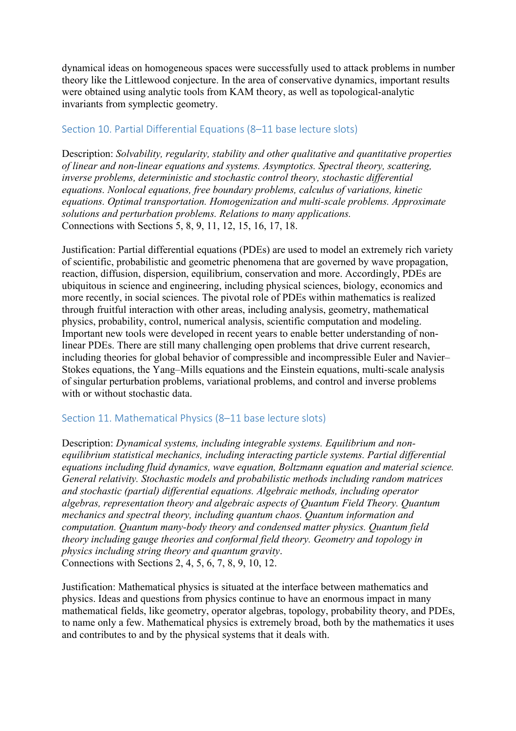dynamical ideas on homogeneous spaces were successfully used to attack problems in number theory like the Littlewood conjecture. In the area of conservative dynamics, important results were obtained using analytic tools from KAM theory, as well as topological-analytic invariants from symplectic geometry.

### Section 10. Partial Differential Equations (8–11 base lecture slots)

Description: *Solvability, regularity, stability and other qualitative and quantitative properties of linear and non-linear equations and systems. Asymptotics. Spectral theory, scattering, inverse problems, deterministic and stochastic control theory, stochastic differential equations. Nonlocal equations, free boundary problems, calculus of variations, kinetic equations. Optimal transportation. Homogenization and multi-scale problems. Approximate solutions and perturbation problems. Relations to many applications.*
Connections with Sections 5, 8, 9, 11, 12, 15, 16, 17, 18.

Justification: Partial differential equations (PDEs) are used to model an extremely rich variety of scientific, probabilistic and geometric phenomena that are governed by wave propagation, reaction, diffusion, dispersion, equilibrium, conservation and more. Accordingly, PDEs are ubiquitous in science and engineering, including physical sciences, biology, economics and more recently, in social sciences. The pivotal role of PDEs within mathematics is realized through fruitful interaction with other areas, including analysis, geometry, mathematical physics, probability, control, numerical analysis, scientific computation and modeling. Important new tools were developed in recent years to enable better understanding of non-linear PDEs. There are still many challenging open problems that drive current research, including theories for global behavior of compressible and incompressible Euler and Navier–Stokes equations, the Yang–Mills equations and the Einstein equations, multi-scale analysis of singular perturbation problems, variational problems, and control and inverse problems with or without stochastic data.

### Section 11. Mathematical Physics (8–11 base lecture slots)

Description: *Dynamical systems, including integrable systems. Equilibrium and non-equilibrium statistical mechanics, including interacting particle systems. Partial differential equations including fluid dynamics, wave equation, Boltzmann equation and material science. General relativity. Stochastic models and probabilistic methods including random matrices and stochastic (partial) differential equations. Algebraic methods, including operator algebras, representation theory and algebraic aspects of Quantum Field Theory. Quantum mechanics and spectral theory, including quantum chaos. Quantum information and computation. Quantum many-body theory and condensed matter physics. Quantum field theory including gauge theories and conformal field theory. Geometry and topology in physics including string theory and quantum gravity*.
Connections with Sections 2, 4, 5, 6, 7, 8, 9, 10, 12.

Justification: Mathematical physics is situated at the interface between mathematics and physics. Ideas and questions from physics continue to have an enormous impact in many mathematical fields, like geometry, operator algebras, topology, probability theory, and PDEs, to name only a few. Mathematical physics is extremely broad, both by the mathematics it uses and contributes to and by the physical systems that it deals with.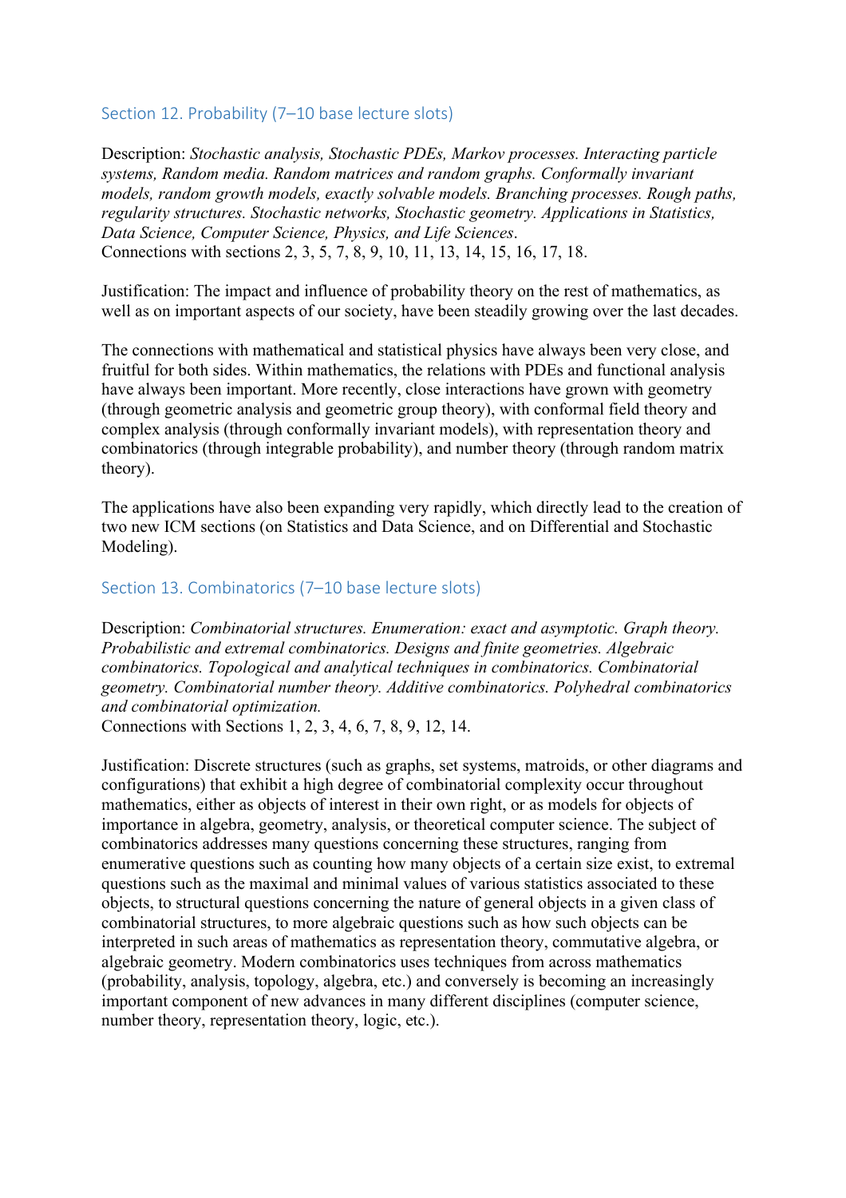## Section 12. Probability (7–10 base lecture slots)

Description: *Stochastic analysis, Stochastic PDEs, Markov processes. Interacting particle systems, Random media. Random matrices and random graphs. Conformally invariant models, random growth models, exactly solvable models. Branching processes. Rough paths, regularity structures. Stochastic networks, Stochastic geometry. Applications in Statistics, Data Science, Computer Science, Physics, and Life Sciences*.
Connections with sections 2, 3, 5, 7, 8, 9, 10, 11, 13, 14, 15, 16, 17, 18.

Justification: The impact and influence of probability theory on the rest of mathematics, as well as on important aspects of our society, have been steadily growing over the last decades.

The connections with mathematical and statistical physics have always been very close, and fruitful for both sides. Within mathematics, the relations with PDEs and functional analysis have always been important. More recently, close interactions have grown with geometry (through geometric analysis and geometric group theory), with conformal field theory and complex analysis (through conformally invariant models), with representation theory and combinatorics (through integrable probability), and number theory (through random matrix theory).

The applications have also been expanding very rapidly, which directly lead to the creation of two new ICM sections (on Statistics and Data Science, and on Differential and Stochastic Modeling).

## Section 13. Combinatorics (7–10 base lecture slots)

Description: *Combinatorial structures. Enumeration: exact and asymptotic. Graph theory. Probabilistic and extremal combinatorics. Designs and finite geometries. Algebraic combinatorics. Topological and analytical techniques in combinatorics. Combinatorial geometry. Combinatorial number theory. Additive combinatorics. Polyhedral combinatorics and combinatorial optimization.*
Connections with Sections 1, 2, 3, 4, 6, 7, 8, 9, 12, 14.

Justification: Discrete structures (such as graphs, set systems, matroids, or other diagrams and configurations) that exhibit a high degree of combinatorial complexity occur throughout mathematics, either as objects of interest in their own right, or as models for objects of importance in algebra, geometry, analysis, or theoretical computer science. The subject of combinatorics addresses many questions concerning these structures, ranging from enumerative questions such as counting how many objects of a certain size exist, to extremal questions such as the maximal and minimal values of various statistics associated to these objects, to structural questions concerning the nature of general objects in a given class of combinatorial structures, to more algebraic questions such as how such objects can be interpreted in such areas of mathematics as representation theory, commutative algebra, or algebraic geometry. Modern combinatorics uses techniques from across mathematics (probability, analysis, topology, algebra, etc.) and conversely is becoming an increasingly important component of new advances in many different disciplines (computer science, number theory, representation theory, logic, etc.).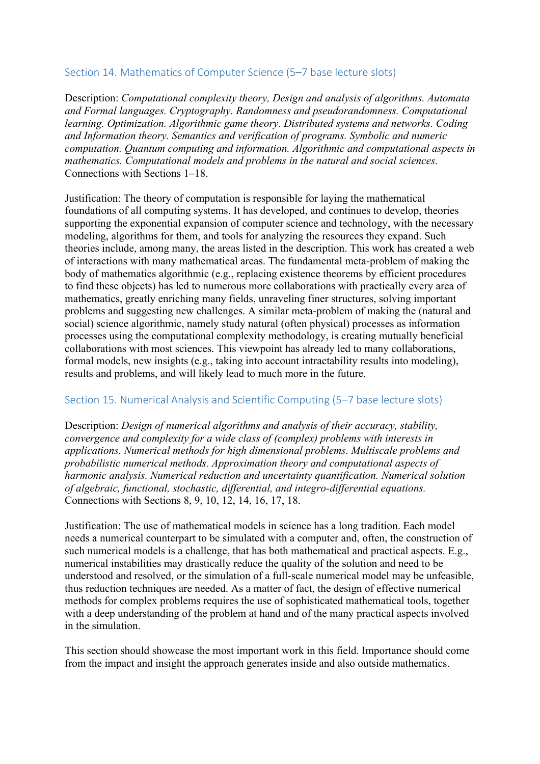## Section 14. Mathematics of Computer Science (5–7 base lecture slots)

Description: *Computational complexity theory, Design and analysis of algorithms. Automata and Formal languages. Cryptography. Randomness and pseudorandomness. Computational learning. Optimization. Algorithmic game theory. Distributed systems and networks. Coding and Information theory. Semantics and verification of programs. Symbolic and numeric computation. Quantum computing and information. Algorithmic and computational aspects in mathematics. Computational models and problems in the natural and social sciences.* Connections with Sections 1–18.

Justification: The theory of computation is responsible for laying the mathematical foundations of all computing systems. It has developed, and continues to develop, theories supporting the exponential expansion of computer science and technology, with the necessary modeling, algorithms for them, and tools for analyzing the resources they expand. Such theories include, among many, the areas listed in the description. This work has created a web of interactions with many mathematical areas. The fundamental meta-problem of making the body of mathematics algorithmic (e.g., replacing existence theorems by efficient procedures to find these objects) has led to numerous more collaborations with practically every area of mathematics, greatly enriching many fields, unraveling finer structures, solving important problems and suggesting new challenges. A similar meta-problem of making the (natural and social) science algorithmic, namely study natural (often physical) processes as information processes using the computational complexity methodology, is creating mutually beneficial collaborations with most sciences. This viewpoint has already led to many collaborations, formal models, new insights (e.g., taking into account intractability results into modeling), results and problems, and will likely lead to much more in the future.

## Section 15. Numerical Analysis and Scientific Computing (5–7 base lecture slots)

Description: *Design of numerical algorithms and analysis of their accuracy, stability, convergence and complexity for a wide class of (complex) problems with interests in applications. Numerical methods for high dimensional problems. Multiscale problems and probabilistic numerical methods. Approximation theory and computational aspects of harmonic analysis. Numerical reduction and uncertainty quantification. Numerical solution of algebraic, functional, stochastic, differential, and integro-differential equations.* Connections with Sections 8, 9, 10, 12, 14, 16, 17, 18.

Justification: The use of mathematical models in science has a long tradition. Each model needs a numerical counterpart to be simulated with a computer and, often, the construction of such numerical models is a challenge, that has both mathematical and practical aspects. E.g., numerical instabilities may drastically reduce the quality of the solution and need to be understood and resolved, or the simulation of a full-scale numerical model may be unfeasible, thus reduction techniques are needed. As a matter of fact, the design of effective numerical methods for complex problems requires the use of sophisticated mathematical tools, together with a deep understanding of the problem at hand and of the many practical aspects involved in the simulation.

This section should showcase the most important work in this field. Importance should come from the impact and insight the approach generates inside and also outside mathematics.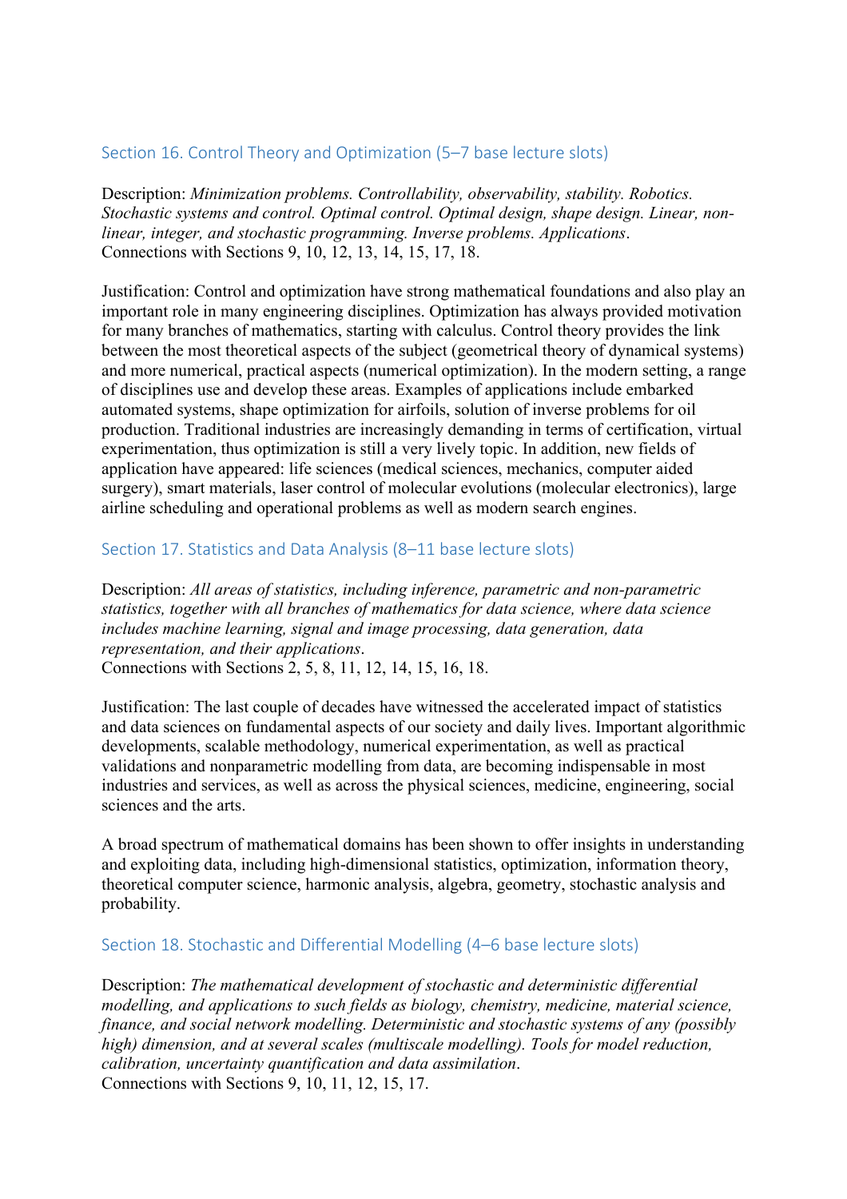## Section 16. Control Theory and Optimization (5–7 base lecture slots)

Description: *Minimization problems. Controllability, observability, stability. Robotics. Stochastic systems and control. Optimal control. Optimal design, shape design. Linear, non-linear, integer, and stochastic programming. Inverse problems. Applications*.
Connections with Sections 9, 10, 12, 13, 14, 15, 17, 18.

Justification: Control and optimization have strong mathematical foundations and also play an important role in many engineering disciplines. Optimization has always provided motivation for many branches of mathematics, starting with calculus. Control theory provides the link between the most theoretical aspects of the subject (geometrical theory of dynamical systems) and more numerical, practical aspects (numerical optimization). In the modern setting, a range of disciplines use and develop these areas. Examples of applications include embarked automated systems, shape optimization for airfoils, solution of inverse problems for oil production. Traditional industries are increasingly demanding in terms of certification, virtual experimentation, thus optimization is still a very lively topic. In addition, new fields of application have appeared: life sciences (medical sciences, mechanics, computer aided surgery), smart materials, laser control of molecular evolutions (molecular electronics), large airline scheduling and operational problems as well as modern search engines.

## Section 17. Statistics and Data Analysis (8–11 base lecture slots)

Description: *All areas of statistics, including inference, parametric and non-parametric statistics, together with all branches of mathematics for data science, where data science includes machine learning, signal and image processing, data generation, data representation, and their applications*.
Connections with Sections 2, 5, 8, 11, 12, 14, 15, 16, 18.

Justification: The last couple of decades have witnessed the accelerated impact of statistics and data sciences on fundamental aspects of our society and daily lives. Important algorithmic developments, scalable methodology, numerical experimentation, as well as practical validations and nonparametric modelling from data, are becoming indispensable in most industries and services, as well as across the physical sciences, medicine, engineering, social sciences and the arts.

A broad spectrum of mathematical domains has been shown to offer insights in understanding and exploiting data, including high-dimensional statistics, optimization, information theory, theoretical computer science, harmonic analysis, algebra, geometry, stochastic analysis and probability.

## Section 18. Stochastic and Differential Modelling (4–6 base lecture slots)

Description: *The mathematical development of stochastic and deterministic differential modelling, and applications to such fields as biology, chemistry, medicine, material science, finance, and social network modelling. Deterministic and stochastic systems of any (possibly high) dimension, and at several scales (multiscale modelling). Tools for model reduction, calibration, uncertainty quantification and data assimilation*.
Connections with Sections 9, 10, 11, 12, 15, 17.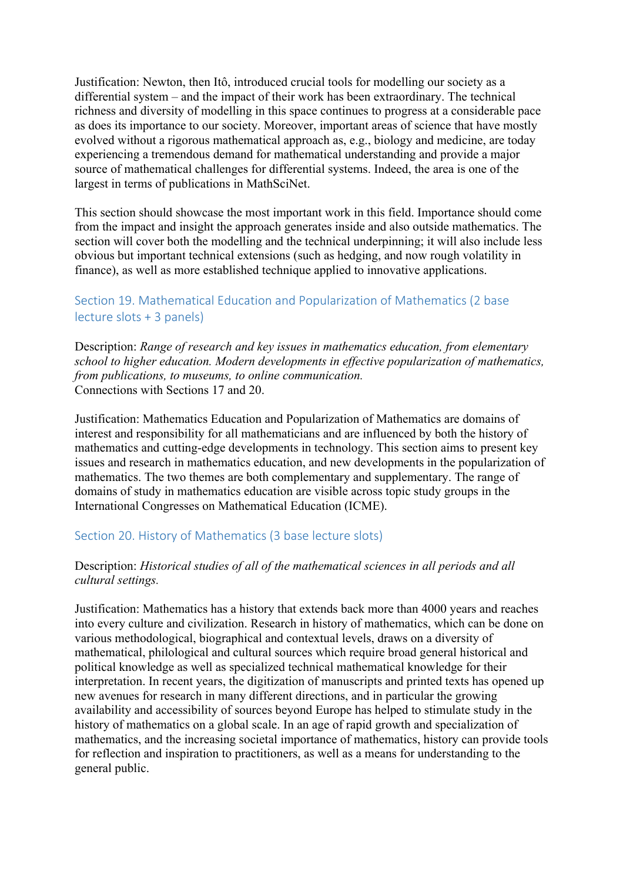Justification: Newton, then Itô, introduced crucial tools for modelling our society as a differential system – and the impact of their work has been extraordinary. The technical richness and diversity of modelling in this space continues to progress at a considerable pace as does its importance to our society. Moreover, important areas of science that have mostly evolved without a rigorous mathematical approach as, e.g., biology and medicine, are today experiencing a tremendous demand for mathematical understanding and provide a major source of mathematical challenges for differential systems. Indeed, the area is one of the largest in terms of publications in MathSciNet.

This section should showcase the most important work in this field. Importance should come from the impact and insight the approach generates inside and also outside mathematics. The section will cover both the modelling and the technical underpinning; it will also include less obvious but important technical extensions (such as hedging, and now rough volatility in finance), as well as more established technique applied to innovative applications.

## Section 19. Mathematical Education and Popularization of Mathematics (2 base lecture slots + 3 panels)

Description: *Range of research and key issues in mathematics education, from elementary school to higher education. Modern developments in effective popularization of mathematics, from publications, to museums, to online communication.*
Connections with Sections 17 and 20.

Justification: Mathematics Education and Popularization of Mathematics are domains of interest and responsibility for all mathematicians and are influenced by both the history of mathematics and cutting-edge developments in technology. This section aims to present key issues and research in mathematics education, and new developments in the popularization of mathematics. The two themes are both complementary and supplementary. The range of domains of study in mathematics education are visible across topic study groups in the International Congresses on Mathematical Education (ICME).

## Section 20. History of Mathematics (3 base lecture slots)

Description: *Historical studies of all of the mathematical sciences in all periods and all cultural settings.*

Justification: Mathematics has a history that extends back more than 4000 years and reaches into every culture and civilization. Research in history of mathematics, which can be done on various methodological, biographical and contextual levels, draws on a diversity of mathematical, philological and cultural sources which require broad general historical and political knowledge as well as specialized technical mathematical knowledge for their interpretation. In recent years, the digitization of manuscripts and printed texts has opened up new avenues for research in many different directions, and in particular the growing availability and accessibility of sources beyond Europe has helped to stimulate study in the history of mathematics on a global scale. In an age of rapid growth and specialization of mathematics, and the increasing societal importance of mathematics, history can provide tools for reflection and inspiration to practitioners, as well as a means for understanding to the general public.